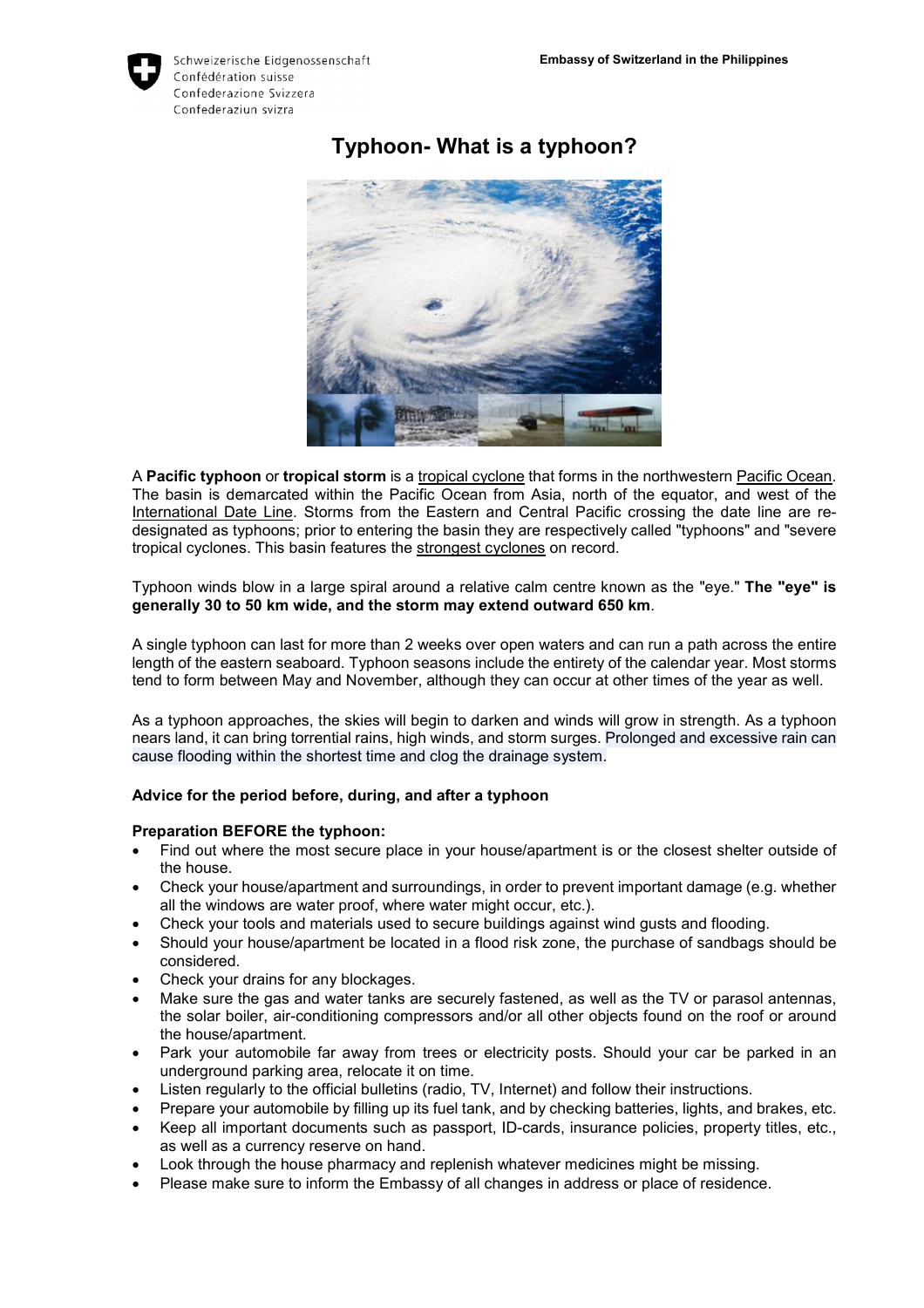Schweizerische Eidgenossenschaft
Confédération suisse
Confederazione Svizzera
Confederaziun svizra

**Embassy of Switzerland in the Philippines**

# Typhoon- What is a typhoon?

A **Pacific typhoon** or **tropical storm** is a tropical cyclone that forms in the northwestern Pacific Ocean. The basin is demarcated within the Pacific Ocean from Asia, north of the equator, and west of the International Date Line. Storms from the Eastern and Central Pacific crossing the date line are re-designated as typhoons; prior to entering the basin they are respectively called "typhoons" and "severe tropical cyclones. This basin features the strongest cyclones on record.

Typhoon winds blow in a large spiral around a relative calm centre known as the "eye." **The "eye" is generally 30 to 50 km wide, and the storm may extend outward 650 km**.

A single typhoon can last for more than 2 weeks over open waters and can run a path across the entire length of the eastern seaboard. Typhoon seasons include the entirety of the calendar year. Most storms tend to form between May and November, although they can occur at other times of the year as well.

As a typhoon approaches, the skies will begin to darken and winds will grow in strength. As a typhoon nears land, it can bring torrential rains, high winds, and storm surges. Prolonged and excessive rain can cause flooding within the shortest time and clog the drainage system.

**Advice for the period before, during, and after a typhoon**

**Preparation BEFORE the typhoon:**

- Find out where the most secure place in your house/apartment is or the closest shelter outside of the house.
- Check your house/apartment and surroundings, in order to prevent important damage (e.g. whether all the windows are water proof, where water might occur, etc.).
- Check your tools and materials used to secure buildings against wind gusts and flooding.
- Should your house/apartment be located in a flood risk zone, the purchase of sandbags should be considered.
- Check your drains for any blockages.
- Make sure the gas and water tanks are securely fastened, as well as the TV or parasol antennas, the solar boiler, air-conditioning compressors and/or all other objects found on the roof or around the house/apartment.
- Park your automobile far away from trees or electricity posts. Should your car be parked in an underground parking area, relocate it on time.
- Listen regularly to the official bulletins (radio, TV, Internet) and follow their instructions.
- Prepare your automobile by filling up its fuel tank, and by checking batteries, lights, and brakes, etc.
- Keep all important documents such as passport, ID-cards, insurance policies, property titles, etc., as well as a currency reserve on hand.
- Look through the house pharmacy and replenish whatever medicines might be missing.
- Please make sure to inform the Embassy of all changes in address or place of residence.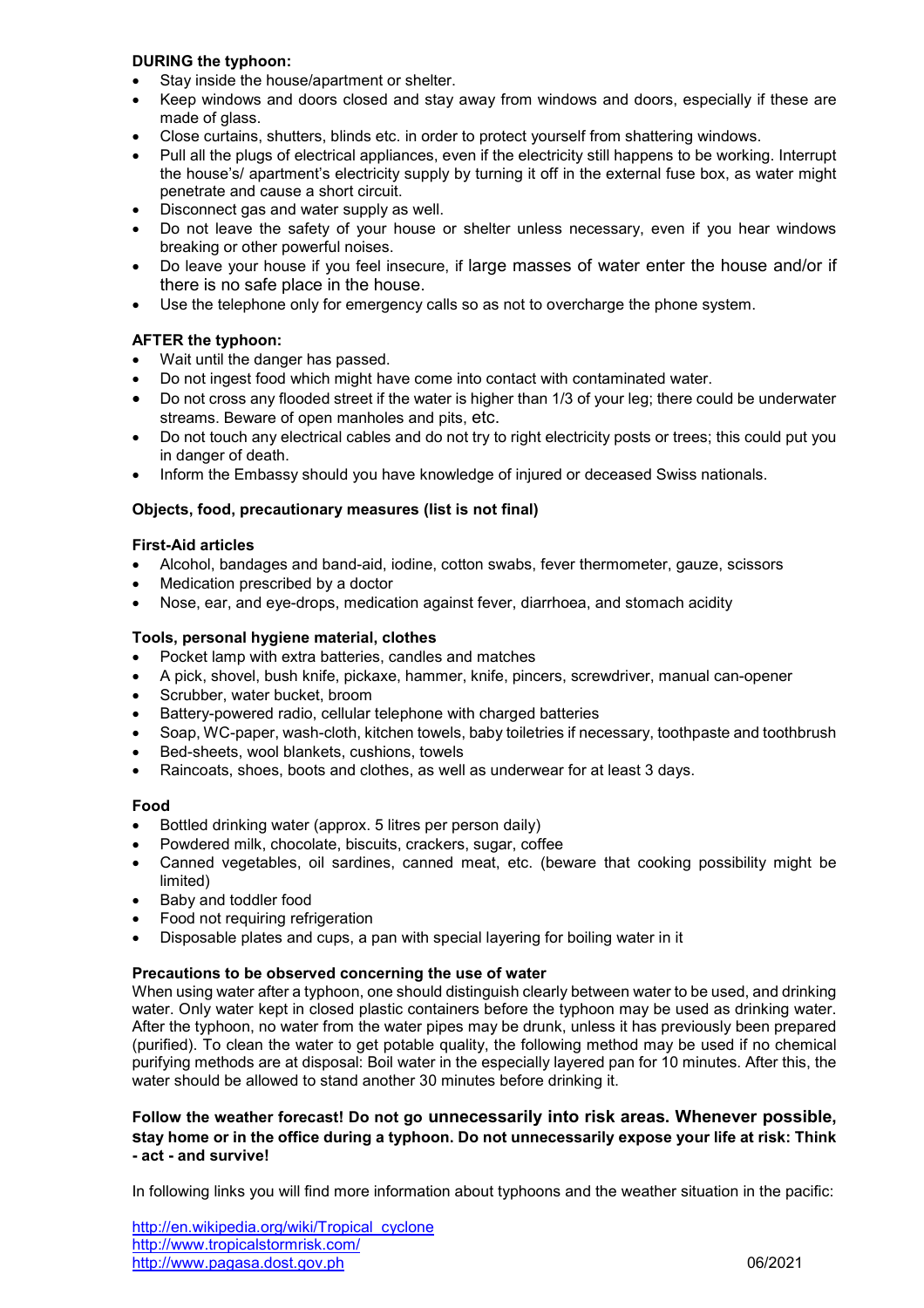**DURING the typhoon:**

- Stay inside the house/apartment or shelter.
- Keep windows and doors closed and stay away from windows and doors, especially if these are made of glass.
- Close curtains, shutters, blinds etc. in order to protect yourself from shattering windows.
- Pull all the plugs of electrical appliances, even if the electricity still happens to be working. Interrupt the house's/ apartment's electricity supply by turning it off in the external fuse box, as water might penetrate and cause a short circuit.
- Disconnect gas and water supply as well.
- Do not leave the safety of your house or shelter unless necessary, even if you hear windows breaking or other powerful noises.
- Do leave your house if you feel insecure, if large masses of water enter the house and/or if there is no safe place in the house.
- Use the telephone only for emergency calls so as not to overcharge the phone system.

**AFTER the typhoon:**

- Wait until the danger has passed.
- Do not ingest food which might have come into contact with contaminated water.
- Do not cross any flooded street if the water is higher than 1/3 of your leg; there could be underwater streams. Beware of open manholes and pits, etc.
- Do not touch any electrical cables and do not try to right electricity posts or trees; this could put you in danger of death.
- Inform the Embassy should you have knowledge of injured or deceased Swiss nationals.

**Objects, food, precautionary measures (list is not final)**

**First-Aid articles**

- Alcohol, bandages and band-aid, iodine, cotton swabs, fever thermometer, gauze, scissors
- Medication prescribed by a doctor
- Nose, ear, and eye-drops, medication against fever, diarrhoea, and stomach acidity

**Tools, personal hygiene material, clothes**

- Pocket lamp with extra batteries, candles and matches
- A pick, shovel, bush knife, pickaxe, hammer, knife, pincers, screwdriver, manual can-opener
- Scrubber, water bucket, broom
- Battery-powered radio, cellular telephone with charged batteries
- Soap, WC-paper, wash-cloth, kitchen towels, baby toiletries if necessary, toothpaste and toothbrush
- Bed-sheets, wool blankets, cushions, towels
- Raincoats, shoes, boots and clothes, as well as underwear for at least 3 days.

**Food**

- Bottled drinking water (approx. 5 litres per person daily)
- Powdered milk, chocolate, biscuits, crackers, sugar, coffee
- Canned vegetables, oil sardines, canned meat, etc. (beware that cooking possibility might be limited)
- Baby and toddler food
- Food not requiring refrigeration
- Disposable plates and cups, a pan with special layering for boiling water in it

**Precautions to be observed concerning the use of water**

When using water after a typhoon, one should distinguish clearly between water to be used, and drinking water. Only water kept in closed plastic containers before the typhoon may be used as drinking water. After the typhoon, no water from the water pipes may be drunk, unless it has previously been prepared (purified). To clean the water to get potable quality, the following method may be used if no chemical purifying methods are at disposal: Boil water in the especially layered pan for 10 minutes. After this, the water should be allowed to stand another 30 minutes before drinking it.

**Follow the weather forecast! Do not go unnecessarily into risk areas. Whenever possible, stay home or in the office during a typhoon. Do not unnecessarily expose your life at risk: Think - act - and survive!**

In following links you will find more information about typhoons and the weather situation in the pacific:

http://en.wikipedia.org/wiki/Tropical_cyclone
http://www.tropicalstormrisk.com/
http://www.pagasa.dost.gov.ph

06/2021